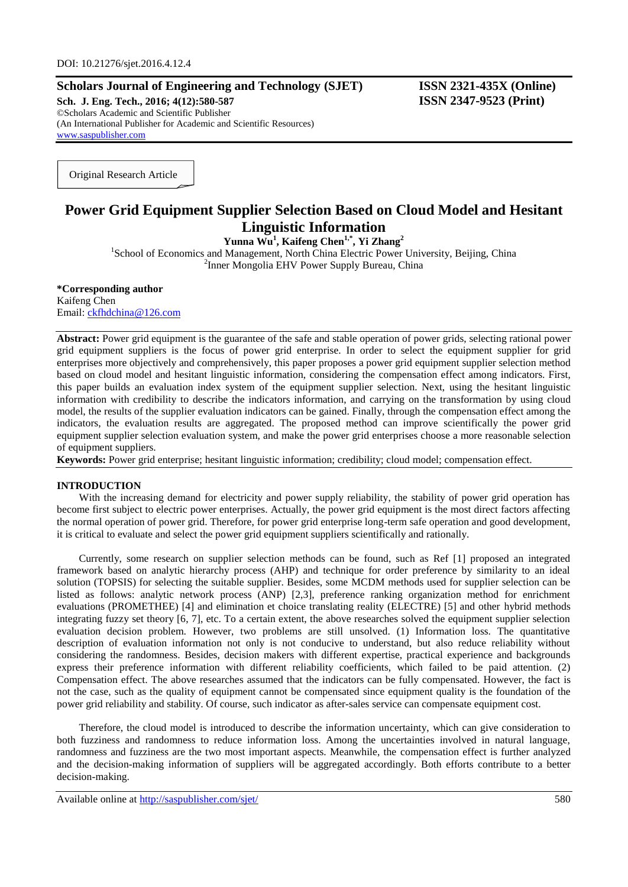DOI: 10.21276/sjet.2016.4.12.4

**Scholars Journal of Engineering and Technology (SJET)**
**Sch. J. Eng. Tech., 2016; 4(12):580-587**
©Scholars Academic and Scientific Publisher
(An International Publisher for Academic and Scientific Resources)
www.saspublisher.com

**ISSN 2321-435X (Online)**
**ISSN 2347-9523 (Print)**

Original Research Article

# Power Grid Equipment Supplier Selection Based on Cloud Model and Hesitant Linguistic Information

**Yunna Wu[1], Kaifeng Chen[1,*], Yi Zhang[2]**

[1]School of Economics and Management, North China Electric Power University, Beijing, China
[2]Inner Mongolia EHV Power Supply Bureau, China

**\*Corresponding author**
Kaifeng Chen
Email: ckfhdchina@126.com

**Abstract:** Power grid equipment is the guarantee of the safe and stable operation of power grids, selecting rational power grid equipment suppliers is the focus of power grid enterprise. In order to select the equipment supplier for grid enterprises more objectively and comprehensively, this paper proposes a power grid equipment supplier selection method based on cloud model and hesitant linguistic information, considering the compensation effect among indicators. First, this paper builds an evaluation index system of the equipment supplier selection. Next, using the hesitant linguistic information with credibility to describe the indicators information, and carrying on the transformation by using cloud model, the results of the supplier evaluation indicators can be gained. Finally, through the compensation effect among the indicators, the evaluation results are aggregated. The proposed method can improve scientifically the power grid equipment supplier selection evaluation system, and make the power grid enterprises choose a more reasonable selection of equipment suppliers.

**Keywords:** Power grid enterprise; hesitant linguistic information; credibility; cloud model; compensation effect.

## INTRODUCTION

With the increasing demand for electricity and power supply reliability, the stability of power grid operation has become first subject to electric power enterprises. Actually, the power grid equipment is the most direct factors affecting the normal operation of power grid. Therefore, for power grid enterprise long-term safe operation and good development, it is critical to evaluate and select the power grid equipment suppliers scientifically and rationally.

Currently, some research on supplier selection methods can be found, such as Ref [1] proposed an integrated framework based on analytic hierarchy process (AHP) and technique for order preference by similarity to an ideal solution (TOPSIS) for selecting the suitable supplier. Besides, some MCDM methods used for supplier selection can be listed as follows: analytic network process (ANP) [2,3], preference ranking organization method for enrichment evaluations (PROMETHEE) [4] and elimination et choice translating reality (ELECTRE) [5] and other hybrid methods integrating fuzzy set theory [6, 7], etc. To a certain extent, the above researches solved the equipment supplier selection evaluation decision problem. However, two problems are still unsolved. (1) Information loss. The quantitative description of evaluation information not only is not conducive to understand, but also reduce reliability without considering the randomness. Besides, decision makers with different expertise, practical experience and backgrounds express their preference information with different reliability coefficients, which failed to be paid attention. (2) Compensation effect. The above researches assumed that the indicators can be fully compensated. However, the fact is not the case, such as the quality of equipment cannot be compensated since equipment quality is the foundation of the power grid reliability and stability. Of course, such indicator as after-sales service can compensate equipment cost.

Therefore, the cloud model is introduced to describe the information uncertainty, which can give consideration to both fuzziness and randomness to reduce information loss. Among the uncertainties involved in natural language, randomness and fuzziness are the two most important aspects. Meanwhile, the compensation effect is further analyzed and the decision-making information of suppliers will be aggregated accordingly. Both efforts contribute to a better decision-making.

Available online at http://saspublisher.com/sjet/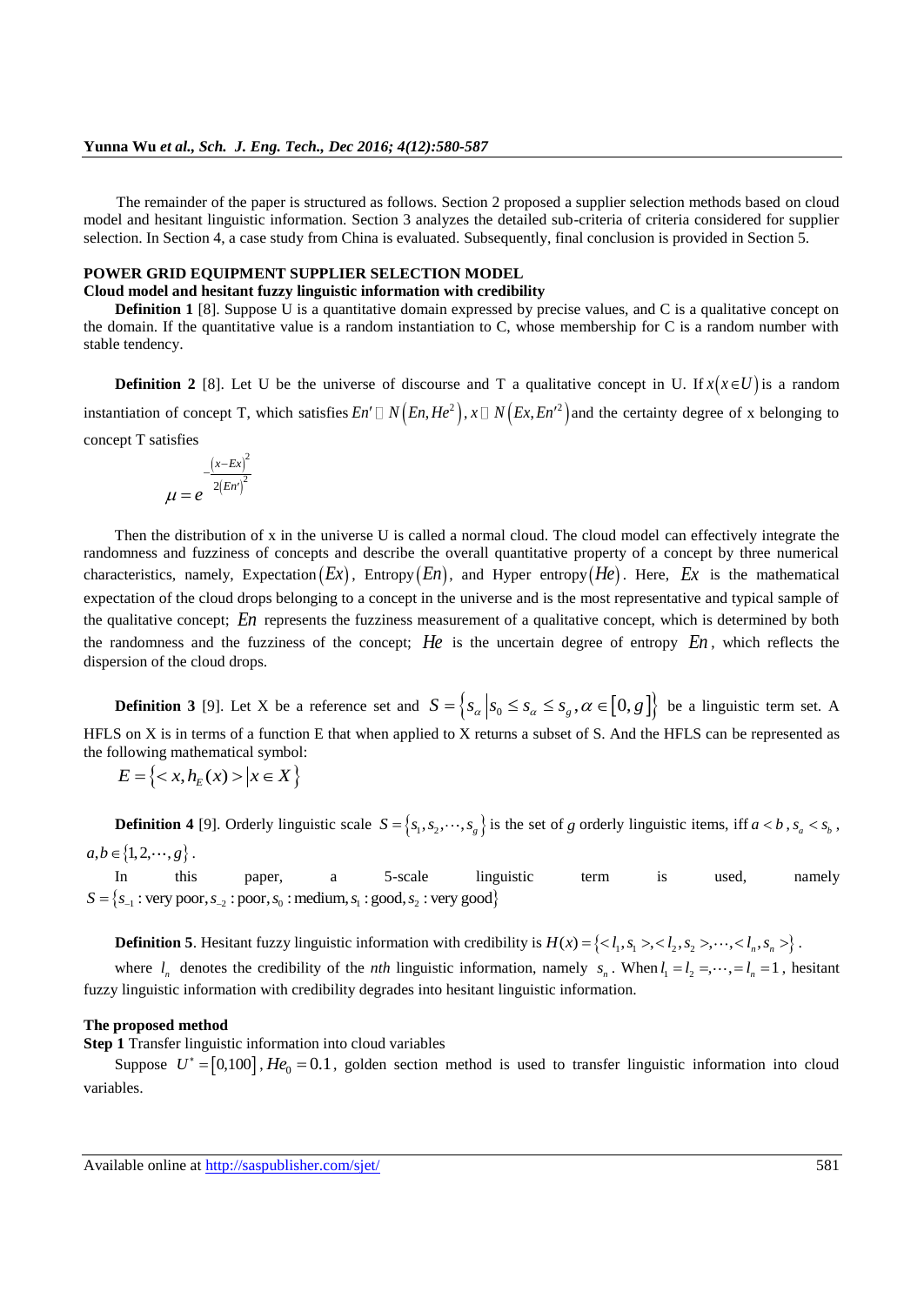The remainder of the paper is structured as follows. Section 2 proposed a supplier selection methods based on cloud model and hesitant linguistic information. Section 3 analyzes the detailed sub-criteria of criteria considered for supplier selection. In Section 4, a case study from China is evaluated. Subsequently, final conclusion is provided in Section 5.

## POWER GRID EQUIPMENT SUPPLIER SELECTION MODEL

### Cloud model and hesitant fuzzy linguistic information with credibility

**Definition 1** [8]. Suppose U is a quantitative domain expressed by precise values, and C is a qualitative concept on the domain. If the quantitative value is a random instantiation to C, whose membership for C is a random number with stable tendency.

**Definition 2** [8]. Let U be the universe of discourse and T a qualitative concept in U. If $x(x \in U)$ is a random instantiation of concept T, which satisfies $En' \sim N(En, He^2)$, $x \sim N(Ex, En'^2)$ and the certainty degree of x belonging to concept T satisfies

$$\mu = e^{-\frac{(x-Ex)^2}{2(En')^2}}$$

Then the distribution of x in the universe U is called a normal cloud. The cloud model can effectively integrate the randomness and fuzziness of concepts and describe the overall quantitative property of a concept by three numerical characteristics, namely, Expectation$(Ex)$, Entropy$(En)$, and Hyper entropy$(He)$. Here, $Ex$ is the mathematical expectation of the cloud drops belonging to a concept in the universe and is the most representative and typical sample of the qualitative concept; $En$ represents the fuzziness measurement of a qualitative concept, which is determined by both the randomness and the fuzziness of the concept; $He$ is the uncertain degree of entropy $En$, which reflects the dispersion of the cloud drops.

**Definition 3** [9]. Let X be a reference set and $S = \{s_\alpha \mid s_0 \le s_\alpha \le s_g, \alpha \in [0, g]\}$ be a linguistic term set. A HFLS on X is in terms of a function E that when applied to X returns a subset of S. And the HFLS can be represented as the following mathematical symbol:

$$E = \{< x, h_E(x) > \mid x \in X\}$$

**Definition 4** [9]. Orderly linguistic scale $S = \{s_1, s_2, \cdots, s_g\}$ is the set of $g$ orderly linguistic items, iff $a < b$, $s_a < s_b$, $a, b \in \{1, 2, \cdots, g\}$.

In this paper, a 5-scale linguistic term is used, namely $S = \{s_{-1}: \text{very poor}, s_{-2}: \text{poor}, s_0: \text{medium}, s_1: \text{good}, s_2: \text{very good}\}$

**Definition 5**. Hesitant fuzzy linguistic information with credibility is $H(x) = \{< l_1, s_1 >, < l_2, s_2 >, \cdots, < l_n, s_n >\}$.

where $l_n$ denotes the credibility of the *nth* linguistic information, namely $s_n$. When $l_1 = l_2 =, \cdots, = l_n = 1$, hesitant fuzzy linguistic information with credibility degrades into hesitant linguistic information.

### The proposed method

**Step 1** Transfer linguistic information into cloud variables

Suppose $U^* = [0,100]$, $He_0 = 0.1$, golden section method is used to transfer linguistic information into cloud variables.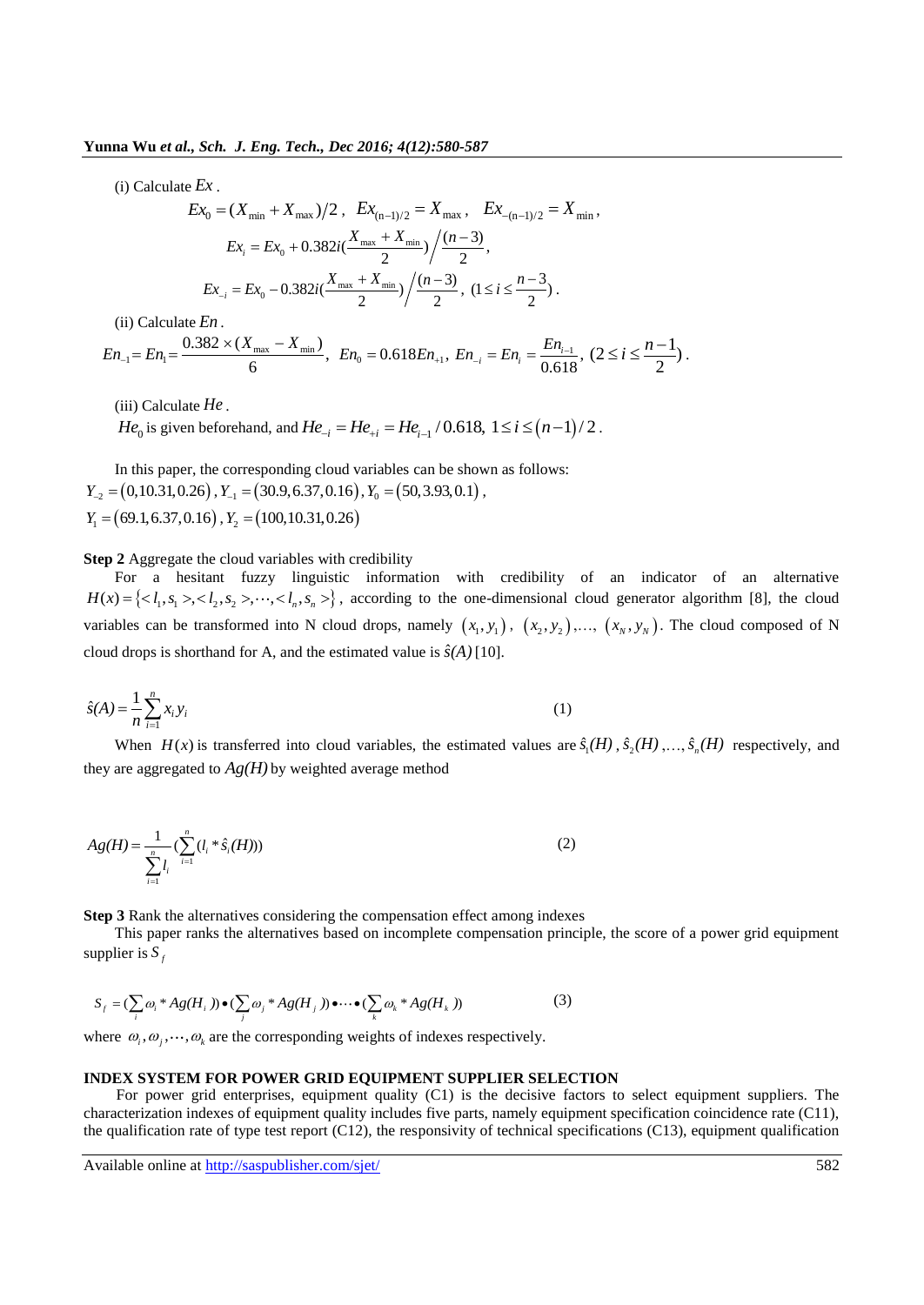(i) Calculate $Ex$.

$$Ex_0 = (X_{\min} + X_{\max})/2 ,\ \ Ex_{(n-1)/2} = X_{\max} ,\ \ Ex_{-(n-1)/2} = X_{\min} ,$$

$$Ex_i = Ex_0 + 0.382i(\frac{X_{\max} + X_{\min}}{2}) \bigg/ \frac{(n-3)}{2},$$

$$Ex_{-i} = Ex_0 - 0.382i(\frac{X_{\max} + X_{\min}}{2}) \bigg/ \frac{(n-3)}{2},\ (1 \le i \le \frac{n-3}{2}).$$

(ii) Calculate $En$.

$$En_{-1} = En_1 = \frac{0.382 \times (X_{\max} - X_{\min})}{6},\ En_0 = 0.618 En_{+1},\ En_{-i} = En_i = \frac{En_{i-1}}{0.618},\ (2 \le i \le \frac{n-1}{2}).$$

(iii) Calculate $He$.

$He_0$ is given beforehand, and $He_{-i} = He_{+i} = He_{i-1} / 0.618,\ 1 \le i \le (n-1)/2$.

In this paper, the corresponding cloud variables can be shown as follows:
$Y_{-2} = (0, 10.31, 0.26)$, $Y_{-1} = (30.9, 6.37, 0.16)$, $Y_0 = (50, 3.93, 0.1)$,
$Y_1 = (69.1, 6.37, 0.16)$, $Y_2 = (100, 10.31, 0.26)$

**Step 2** Aggregate the cloud variables with credibility

For a hesitant fuzzy linguistic information with credibility of an indicator of an alternative $H(x) = \{<l_1, s_1>, <l_2, s_2>, \cdots, <l_n, s_n>\}$, according to the one-dimensional cloud generator algorithm [8], the cloud variables can be transformed into N cloud drops, namely $(x_1, y_1)$, $(x_2, y_2)$,..., $(x_N, y_N)$. The cloud composed of N cloud drops is shorthand for A, and the estimated value is $\hat{s}(A)$ [10].

$$\hat{s}(A) = \frac{1}{n} \sum_{i=1}^{n} x_i y_i \tag{1}$$

When $H(x)$ is transferred into cloud variables, the estimated values are $\hat{s}_1(H)$, $\hat{s}_2(H)$,..., $\hat{s}_n(H)$ respectively, and they are aggregated to $Ag(H)$ by weighted average method

$$Ag(H) = \frac{1}{\sum_{i=1}^{n} l_i} (\sum_{i=1}^{n} (l_i * \hat{s}_i(H))) \tag{2}$$

**Step 3** Rank the alternatives considering the compensation effect among indexes

This paper ranks the alternatives based on incomplete compensation principle, the score of a power grid equipment supplier is $S_f$

$$S_f = (\sum_i \omega_i * Ag(H_i)) \bullet (\sum_j \omega_j * Ag(H_j)) \bullet \cdots \bullet (\sum_k \omega_k * Ag(H_k)) \tag{3}$$

where $\omega_i, \omega_j, \cdots, \omega_k$ are the corresponding weights of indexes respectively.

## INDEX SYSTEM FOR POWER GRID EQUIPMENT SUPPLIER SELECTION

For power grid enterprises, equipment quality (C1) is the decisive factors to select equipment suppliers. The characterization indexes of equipment quality includes five parts, namely equipment specification coincidence rate (C11), the qualification rate of type test report (C12), the responsivity of technical specifications (C13), equipment qualification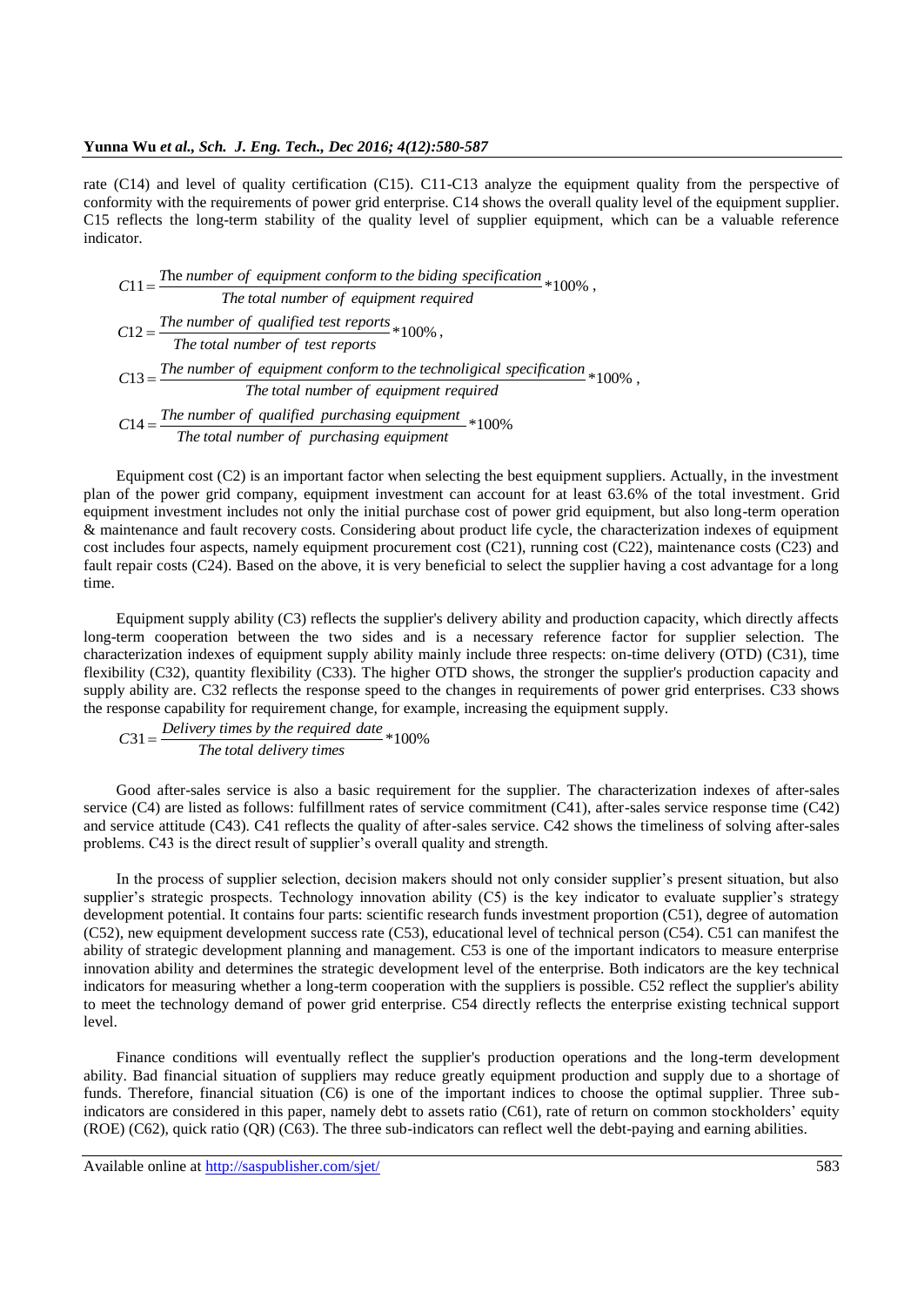rate (C14) and level of quality certification (C15). C11-C13 analyze the equipment quality from the perspective of conformity with the requirements of power grid enterprise. C14 shows the overall quality level of the equipment supplier. C15 reflects the long-term stability of the quality level of supplier equipment, which can be a valuable reference indicator.

$$C11 = \frac{\text{The number of equipment conform to the biding specification}}{\text{The total number of equipment required}} * 100\%,$$

$$C12 = \frac{\text{The number of qualified test reports}}{\text{The total number of test reports}} * 100\%,$$

$$C13 = \frac{\text{The number of equipment conform to the technoligical specification}}{\text{The total number of equipment required}} * 100\%,$$

$$C14 = \frac{\text{The number of qualified purchasing equipment}}{\text{The total number of purchasing equipment}} * 100\%$$

Equipment cost (C2) is an important factor when selecting the best equipment suppliers. Actually, in the investment plan of the power grid company, equipment investment can account for at least 63.6% of the total investment. Grid equipment investment includes not only the initial purchase cost of power grid equipment, but also long-term operation & maintenance and fault recovery costs. Considering about product life cycle, the characterization indexes of equipment cost includes four aspects, namely equipment procurement cost (C21), running cost (C22), maintenance costs (C23) and fault repair costs (C24). Based on the above, it is very beneficial to select the supplier having a cost advantage for a long time.

Equipment supply ability (C3) reflects the supplier's delivery ability and production capacity, which directly affects long-term cooperation between the two sides and is a necessary reference factor for supplier selection. The characterization indexes of equipment supply ability mainly include three respects: on-time delivery (OTD) (C31), time flexibility (C32), quantity flexibility (C33). The higher OTD shows, the stronger the supplier's production capacity and supply ability are. C32 reflects the response speed to the changes in requirements of power grid enterprises. C33 shows the response capability for requirement change, for example, increasing the equipment supply.

$$C31 = \frac{\text{Delivery times by the required date}}{\text{The total delivery times}} * 100\%$$

Good after-sales service is also a basic requirement for the supplier. The characterization indexes of after-sales service (C4) are listed as follows: fulfillment rates of service commitment (C41), after-sales service response time (C42) and service attitude (C43). C41 reflects the quality of after-sales service. C42 shows the timeliness of solving after-sales problems. C43 is the direct result of supplier's overall quality and strength.

In the process of supplier selection, decision makers should not only consider supplier's present situation, but also supplier's strategic prospects. Technology innovation ability (C5) is the key indicator to evaluate supplier's strategy development potential. It contains four parts: scientific research funds investment proportion (C51), degree of automation (C52), new equipment development success rate (C53), educational level of technical person (C54). C51 can manifest the ability of strategic development planning and management. C53 is one of the important indicators to measure enterprise innovation ability and determines the strategic development level of the enterprise. Both indicators are the key technical indicators for measuring whether a long-term cooperation with the suppliers is possible. C52 reflect the supplier's ability to meet the technology demand of power grid enterprise. C54 directly reflects the enterprise existing technical support level.

Finance conditions will eventually reflect the supplier's production operations and the long-term development ability. Bad financial situation of suppliers may reduce greatly equipment production and supply due to a shortage of funds. Therefore, financial situation (C6) is one of the important indices to choose the optimal supplier. Three sub-indicators are considered in this paper, namely debt to assets ratio (C61), rate of return on common stockholders' equity (ROE) (C62), quick ratio (QR) (C63). The three sub-indicators can reflect well the debt-paying and earning abilities.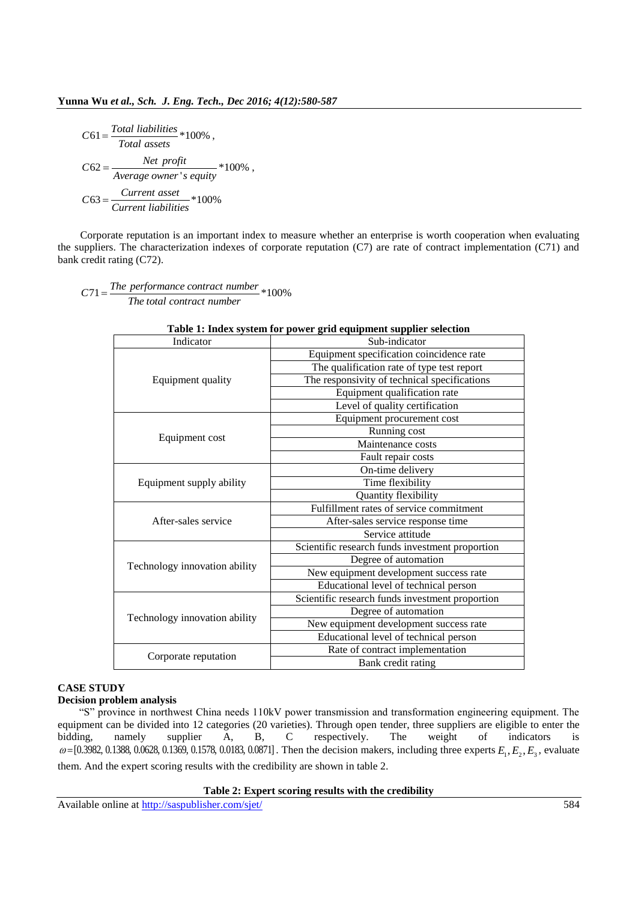$$C61 = \frac{Total\ liabilities}{Total\ assets} * 100\% ,$$

$$C62 = \frac{Net\ profit}{Average\ owner's\ equity} * 100\% ,$$

$$C63 = \frac{Current\ asset}{Current\ liabilities} * 100\%$$

Corporate reputation is an important index to measure whether an enterprise is worth cooperation when evaluating the suppliers. The characterization indexes of corporate reputation (C7) are rate of contract implementation (C71) and bank credit rating (C72).

$$C71 = \frac{The\ performance\ contract\ number}{The\ total\ contract\ number} * 100\%$$

**Table 1: Index system for power grid equipment supplier selection**

| Indicator | Sub-indicator |
|---|---|
| Equipment quality | Equipment specification coincidence rate |
| | The qualification rate of type test report |
| | The responsivity of technical specifications |
| | Equipment qualification rate |
| | Level of quality certification |
| Equipment cost | Equipment procurement cost |
| | Running cost |
| | Maintenance costs |
| | Fault repair costs |
| Equipment supply ability | On-time delivery |
| | Time flexibility |
| | Quantity flexibility |
| After-sales service | Fulfillment rates of service commitment |
| | After-sales service response time |
| | Service attitude |
| Technology innovation ability | Scientific research funds investment proportion |
| | Degree of automation |
| | New equipment development success rate |
| | Educational level of technical person |
| Technology innovation ability | Scientific research funds investment proportion |
| | Degree of automation |
| | New equipment development success rate |
| | Educational level of technical person |
| Corporate reputation | Rate of contract implementation |
| | Bank credit rating |

## CASE STUDY

### Decision problem analysis

"S" province in northwest China needs 110kV power transmission and transformation engineering equipment. The equipment can be divided into 12 categories (20 varieties). Through open tender, three suppliers are eligible to enter the bidding, namely supplier A, B, C respectively. The weight of indicators is $\omega = [0.3982, 0.1388, 0.0628, 0.1369, 0.1578, 0.0183, 0.0871]$. Then the decision makers, including three experts $E_1, E_2, E_3$, evaluate them. And the expert scoring results with the credibility are shown in table 2.

**Table 2: Expert scoring results with the credibility**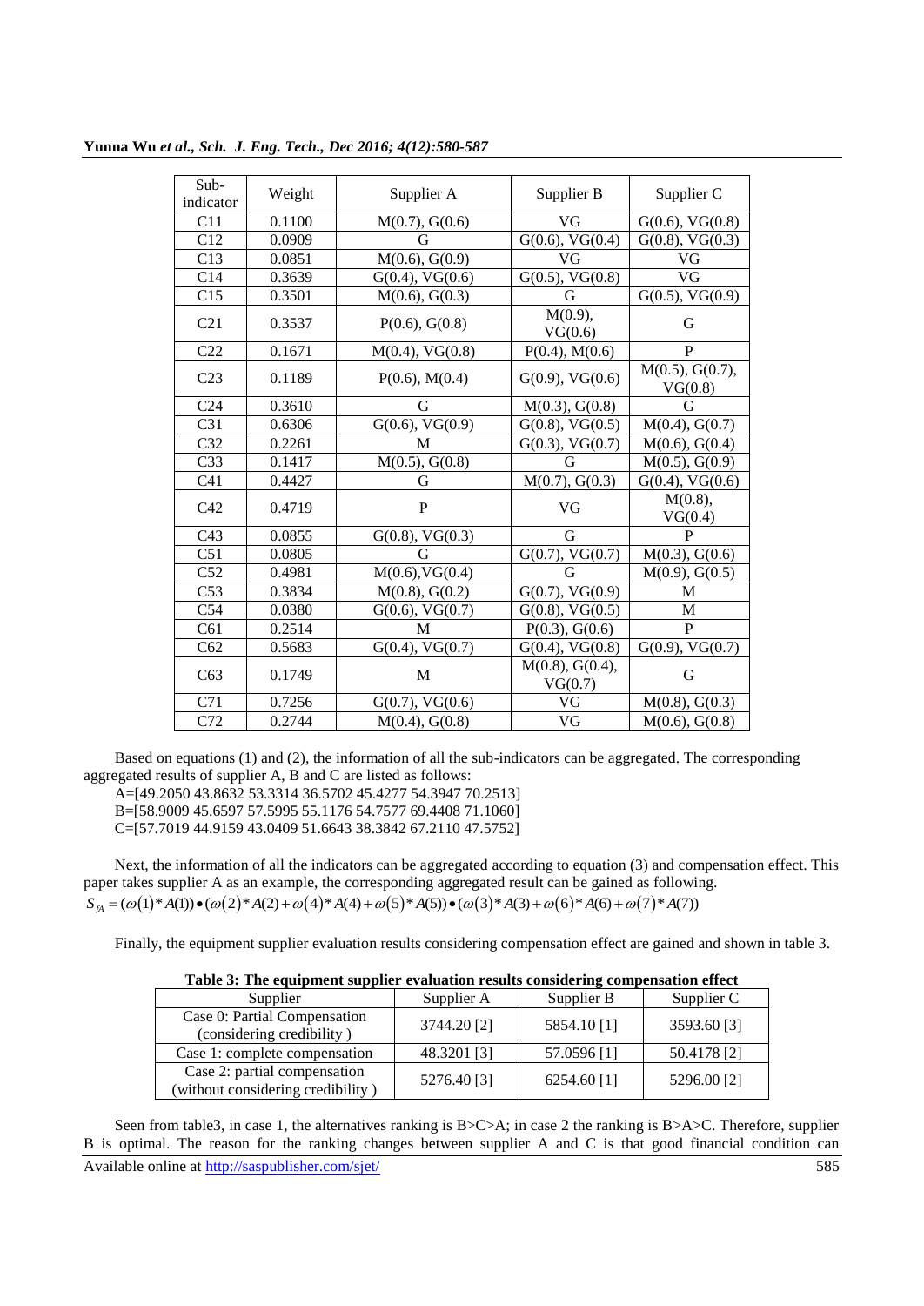| Sub-indicator | Weight | Supplier A | Supplier B | Supplier C |
|---|---|---|---|---|
| C11 | 0.1100 | M(0.7), G(0.6) | VG | G(0.6), VG(0.8) |
| C12 | 0.0909 | G | G(0.6), VG(0.4) | G(0.8), VG(0.3) |
| C13 | 0.0851 | M(0.6), G(0.9) | VG | VG |
| C14 | 0.3639 | G(0.4), VG(0.6) | G(0.5), VG(0.8) | VG |
| C15 | 0.3501 | M(0.6), G(0.3) | G | G(0.5), VG(0.9) |
| C21 | 0.3537 | P(0.6), G(0.8) | M(0.9), VG(0.6) | G |
| C22 | 0.1671 | M(0.4), VG(0.8) | P(0.4), M(0.6) | P |
| C23 | 0.1189 | P(0.6), M(0.4) | G(0.9), VG(0.6) | M(0.5), G(0.7), VG(0.8) |
| C24 | 0.3610 | G | M(0.3), G(0.8) | G |
| C31 | 0.6306 | G(0.6), VG(0.9) | G(0.8), VG(0.5) | M(0.4), G(0.7) |
| C32 | 0.2261 | M | G(0.3), VG(0.7) | M(0.6), G(0.4) |
| C33 | 0.1417 | M(0.5), G(0.8) | G | M(0.5), G(0.9) |
| C41 | 0.4427 | G | M(0.7), G(0.3) | G(0.4), VG(0.6) |
| C42 | 0.4719 | P | VG | M(0.8), VG(0.4) |
| C43 | 0.0855 | G(0.8), VG(0.3) | G | P |
| C51 | 0.0805 | G | G(0.7), VG(0.7) | M(0.3), G(0.6) |
| C52 | 0.4981 | M(0.6),VG(0.4) | G | M(0.9), G(0.5) |
| C53 | 0.3834 | M(0.8), G(0.2) | G(0.7), VG(0.9) | M |
| C54 | 0.0380 | G(0.6), VG(0.7) | G(0.8), VG(0.5) | M |
| C61 | 0.2514 | M | P(0.3), G(0.6) | P |
| C62 | 0.5683 | G(0.4), VG(0.7) | G(0.4), VG(0.8) | G(0.9), VG(0.7) |
| C63 | 0.1749 | M | M(0.8), G(0.4), VG(0.7) | G |
| C71 | 0.7256 | G(0.7), VG(0.6) | VG | M(0.8), G(0.3) |
| C72 | 0.2744 | M(0.4), G(0.8) | VG | M(0.6), G(0.8) |

Based on equations (1) and (2), the information of all the sub-indicators can be aggregated. The corresponding aggregated results of supplier A, B and C are listed as follows:

A=[49.2050 43.8632 53.3314 36.5702 45.4277 54.3947 70.2513]

B=[58.9009 45.6597 57.5995 55.1176 54.7577 69.4408 71.1060]

C=[57.7019 44.9159 43.0409 51.6643 38.3842 67.2110 47.5752]

Next, the information of all the indicators can be aggregated according to equation (3) and compensation effect. This paper takes supplier A as an example, the corresponding aggregated result can be gained as following.

$$S_{fA} = (\omega(1)*A(1))\bullet(\omega(2)*A(2)+\omega(4)*A(4)+\omega(5)*A(5))\bullet(\omega(3)*A(3)+\omega(6)*A(6)+\omega(7)*A(7))$$

Finally, the equipment supplier evaluation results considering compensation effect are gained and shown in table 3.

**Table 3: The equipment supplier evaluation results considering compensation effect**

| Supplier | Supplier A | Supplier B | Supplier C |
|---|---|---|---|
| Case 0: Partial Compensation (considering credibility ) | 3744.20 [2] | 5854.10 [1] | 3593.60 [3] |
| Case 1: complete compensation | 48.3201 [3] | 57.0596 [1] | 50.4178 [2] |
| Case 2: partial compensation (without considering credibility ) | 5276.40 [3] | 6254.60 [1] | 5296.00 [2] |

Seen from table3, in case 1, the alternatives ranking is B>C>A; in case 2 the ranking is B>A>C. Therefore, supplier B is optimal. The reason for the ranking changes between supplier A and C is that good financial condition can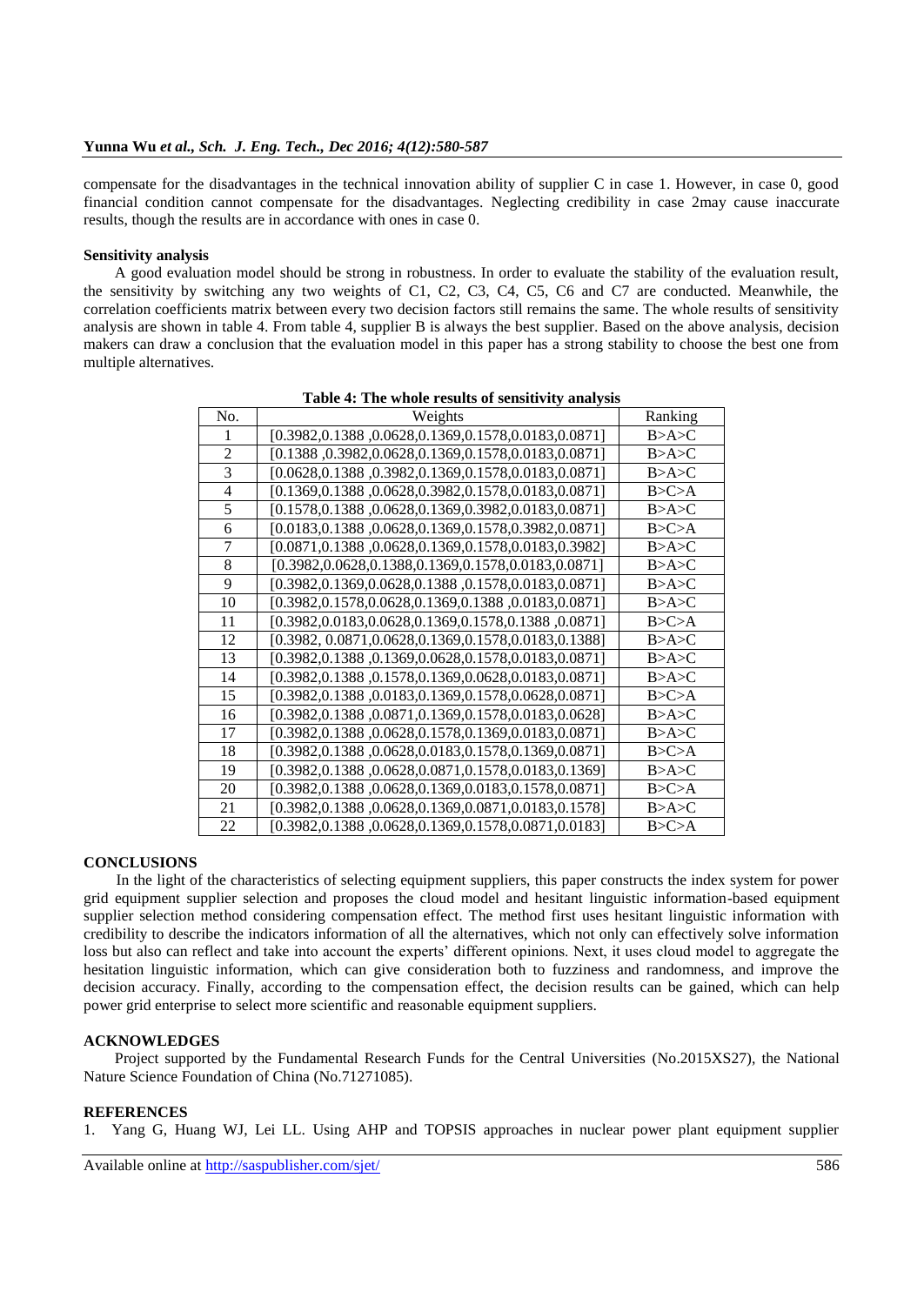compensate for the disadvantages in the technical innovation ability of supplier C in case 1. However, in case 0, good financial condition cannot compensate for the disadvantages. Neglecting credibility in case 2may cause inaccurate results, though the results are in accordance with ones in case 0.

**Sensitivity analysis**

A good evaluation model should be strong in robustness. In order to evaluate the stability of the evaluation result, the sensitivity by switching any two weights of C1, C2, C3, C4, C5, C6 and C7 are conducted. Meanwhile, the correlation coefficients matrix between every two decision factors still remains the same. The whole results of sensitivity analysis are shown in table 4. From table 4, supplier B is always the best supplier. Based on the above analysis, decision makers can draw a conclusion that the evaluation model in this paper has a strong stability to choose the best one from multiple alternatives.

**Table 4: The whole results of sensitivity analysis**

| No. | Weights | Ranking |
|---|---|---|
| 1 | [0.3982,0.1388 ,0.0628,0.1369,0.1578,0.0183,0.0871] | B>A>C |
| 2 | [0.1388 ,0.3982,0.0628,0.1369,0.1578,0.0183,0.0871] | B>A>C |
| 3 | [0.0628,0.1388 ,0.3982,0.1369,0.1578,0.0183,0.0871] | B>A>C |
| 4 | [0.1369,0.1388 ,0.0628,0.3982,0.1578,0.0183,0.0871] | B>C>A |
| 5 | [0.1578,0.1388 ,0.0628,0.1369,0.3982,0.0183,0.0871] | B>A>C |
| 6 | [0.0183,0.1388 ,0.0628,0.1369,0.1578,0.3982,0.0871] | B>C>A |
| 7 | [0.0871,0.1388 ,0.0628,0.1369,0.1578,0.0183,0.3982] | B>A>C |
| 8 | [0.3982,0.0628,0.1388,0.1369,0.1578,0.0183,0.0871] | B>A>C |
| 9 | [0.3982,0.1369,0.0628,0.1388 ,0.1578,0.0183,0.0871] | B>A>C |
| 10 | [0.3982,0.1578,0.0628,0.1369,0.1388 ,0.0183,0.0871] | B>A>C |
| 11 | [0.3982,0.0183,0.0628,0.1369,0.1578,0.1388 ,0.0871] | B>C>A |
| 12 | [0.3982, 0.0871,0.0628,0.1369,0.1578,0.0183,0.1388] | B>A>C |
| 13 | [0.3982,0.1388 ,0.1369,0.0628,0.1578,0.0183,0.0871] | B>A>C |
| 14 | [0.3982,0.1388 ,0.1578,0.1369,0.0628,0.0183,0.0871] | B>A>C |
| 15 | [0.3982,0.1388 ,0.0183,0.1369,0.1578,0.0628,0.0871] | B>C>A |
| 16 | [0.3982,0.1388 ,0.0871,0.1369,0.1578,0.0183,0.0628] | B>A>C |
| 17 | [0.3982,0.1388 ,0.0628,0.1578,0.1369,0.0183,0.0871] | B>A>C |
| 18 | [0.3982,0.1388 ,0.0628,0.0183,0.1578,0.1369,0.0871] | B>C>A |
| 19 | [0.3982,0.1388 ,0.0628,0.0871,0.1578,0.0183,0.1369] | B>A>C |
| 20 | [0.3982,0.1388 ,0.0628,0.1369,0.0183,0.1578,0.0871] | B>C>A |
| 21 | [0.3982,0.1388 ,0.0628,0.1369,0.0871,0.0183,0.1578] | B>A>C |
| 22 | [0.3982,0.1388 ,0.0628,0.1369,0.1578,0.0871,0.0183] | B>C>A |

## CONCLUSIONS

In the light of the characteristics of selecting equipment suppliers, this paper constructs the index system for power grid equipment supplier selection and proposes the cloud model and hesitant linguistic information-based equipment supplier selection method considering compensation effect. The method first uses hesitant linguistic information with credibility to describe the indicators information of all the alternatives, which not only can effectively solve information loss but also can reflect and take into account the experts' different opinions. Next, it uses cloud model to aggregate the hesitation linguistic information, which can give consideration both to fuzziness and randomness, and improve the decision accuracy. Finally, according to the compensation effect, the decision results can be gained, which can help power grid enterprise to select more scientific and reasonable equipment suppliers.

## ACKNOWLEDGES

Project supported by the Fundamental Research Funds for the Central Universities (No.2015XS27), the National Nature Science Foundation of China (No.71271085).

## REFERENCES

1. Yang G, Huang WJ, Lei LL. Using AHP and TOPSIS approaches in nuclear power plant equipment supplier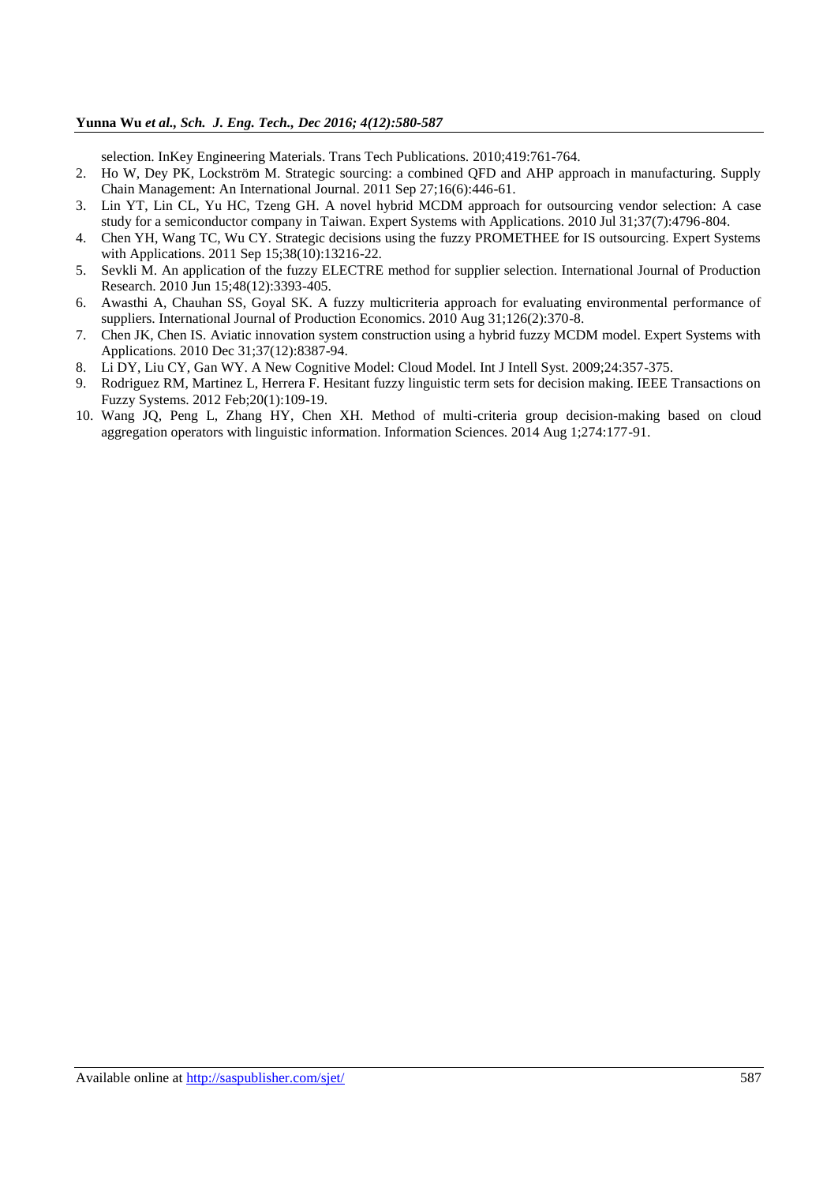selection. InKey Engineering Materials. Trans Tech Publications. 2010;419:761-764.

2. Ho W, Dey PK, Lockström M. Strategic sourcing: a combined QFD and AHP approach in manufacturing. Supply Chain Management: An International Journal. 2011 Sep 27;16(6):446-61.
3. Lin YT, Lin CL, Yu HC, Tzeng GH. A novel hybrid MCDM approach for outsourcing vendor selection: A case study for a semiconductor company in Taiwan. Expert Systems with Applications. 2010 Jul 31;37(7):4796-804.
4. Chen YH, Wang TC, Wu CY. Strategic decisions using the fuzzy PROMETHEE for IS outsourcing. Expert Systems with Applications. 2011 Sep 15;38(10):13216-22.
5. Sevkli M. An application of the fuzzy ELECTRE method for supplier selection. International Journal of Production Research. 2010 Jun 15;48(12):3393-405.
6. Awasthi A, Chauhan SS, Goyal SK. A fuzzy multicriteria approach for evaluating environmental performance of suppliers. International Journal of Production Economics. 2010 Aug 31;126(2):370-8.
7. Chen JK, Chen IS. Aviatic innovation system construction using a hybrid fuzzy MCDM model. Expert Systems with Applications. 2010 Dec 31;37(12):8387-94.
8. Li DY, Liu CY, Gan WY. A New Cognitive Model: Cloud Model. Int J Intell Syst. 2009;24:357-375.
9. Rodriguez RM, Martinez L, Herrera F. Hesitant fuzzy linguistic term sets for decision making. IEEE Transactions on Fuzzy Systems. 2012 Feb;20(1):109-19.
10. Wang JQ, Peng L, Zhang HY, Chen XH. Method of multi-criteria group decision-making based on cloud aggregation operators with linguistic information. Information Sciences. 2014 Aug 1;274:177-91.